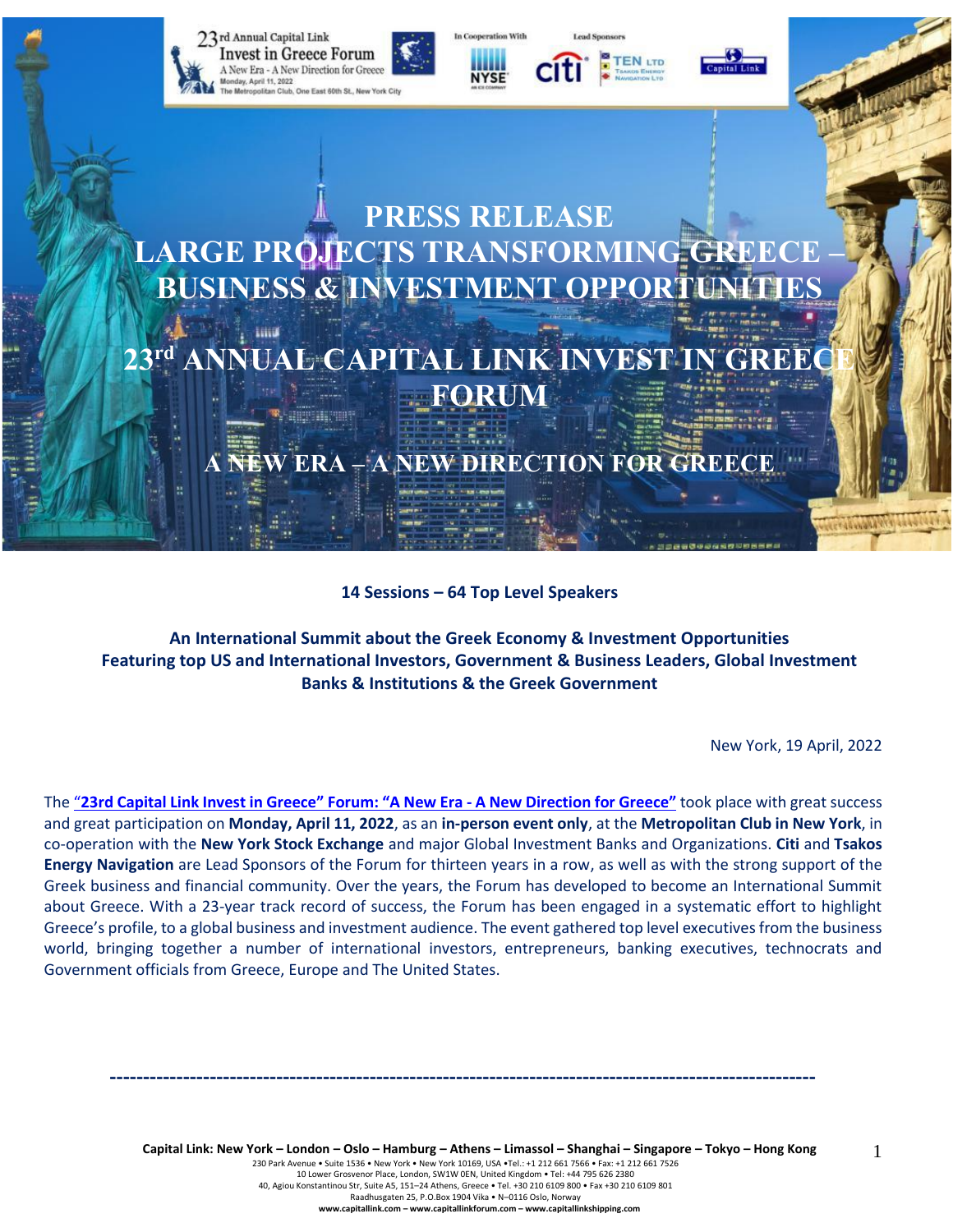# PRESS RELEASE

# LARGE PROJECTS TRANSFORMING GREECE – BUSINESS & INVESTMENT OPPORTUNITIES

# 23rd ANNUAL CAPITAL LINK INVEST IN GREECE FORUM

## A NEW ERA – A NEW DIRECTION FOR GREECE

**14 Sessions – 64 Top Level Speakers**

**An International Summit about the Greek Economy & Investment Opportunities**
**Featuring top US and International Investors, Government & Business Leaders, Global Investment Banks & Institutions & the Greek Government**

New York, 19 April, 2022

The **"23rd Capital Link Invest in Greece" Forum: "A New Era - A New Direction for Greece"** took place with great success and great participation on **Monday, April 11, 2022**, as an **in-person event only**, at the **Metropolitan Club in New York**, in co-operation with the **New York Stock Exchange** and major Global Investment Banks and Organizations. **Citi** and **Tsakos Energy Navigation** are Lead Sponsors of the Forum for thirteen years in a row, as well as with the strong support of the Greek business and financial community. Over the years, the Forum has developed to become an International Summit about Greece. With a 23-year track record of success, the Forum has been engaged in a systematic effort to highlight Greece's profile, to a global business and investment audience. The event gathered top level executives from the business world, bringing together a number of international investors, entrepreneurs, banking executives, technocrats and Government officials from Greece, Europe and The United States.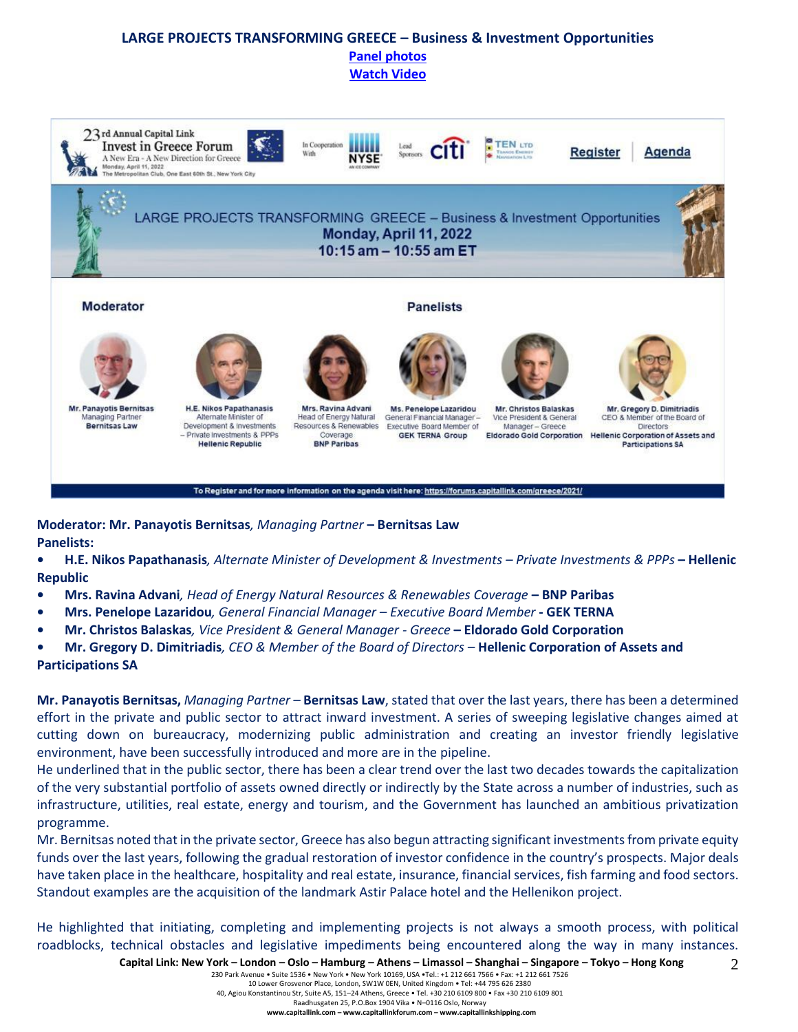# LARGE PROJECTS TRANSFORMING GREECE – Business & Investment Opportunities

**Panel photos**

**Watch Video**

**Moderator: Mr. Panayotis Bernitsas**, *Managing Partner* – **Bernitsas Law**

**Panelists:**

- **H.E. Nikos Papathanasis**, *Alternate Minister of Development & Investments – Private Investments & PPPs* – **Hellenic Republic**
- **Mrs. Ravina Advani**, *Head of Energy Natural Resources & Renewables Coverage* – **BNP Paribas**
- **Mrs. Penelope Lazaridou**, *General Financial Manager – Executive Board Member* - **GEK TERNA**
- **Mr. Christos Balaskas**, *Vice President & General Manager - Greece* – **Eldorado Gold Corporation**
- **Mr. Gregory D. Dimitriadis**, *CEO & Member of the Board of Directors* – **Hellenic Corporation of Assets and Participations SA**

**Mr. Panayotis Bernitsas,** *Managing Partner* – **Bernitsas Law**, stated that over the last years, there has been a determined effort in the private and public sector to attract inward investment. A series of sweeping legislative changes aimed at cutting down on bureaucracy, modernizing public administration and creating an investor friendly legislative environment, have been successfully introduced and more are in the pipeline.

He underlined that in the public sector, there has been a clear trend over the last two decades towards the capitalization of the very substantial portfolio of assets owned directly or indirectly by the State across a number of industries, such as infrastructure, utilities, real estate, energy and tourism, and the Government has launched an ambitious privatization programme.

Mr. Bernitsas noted that in the private sector, Greece has also begun attracting significant investments from private equity funds over the last years, following the gradual restoration of investor confidence in the country's prospects. Major deals have taken place in the healthcare, hospitality and real estate, insurance, financial services, fish farming and food sectors. Standout examples are the acquisition of the landmark Astir Palace hotel and the Hellenikon project.

He highlighted that initiating, completing and implementing projects is not always a smooth process, with political roadblocks, technical obstacles and legislative impediments being encountered along the way in many instances.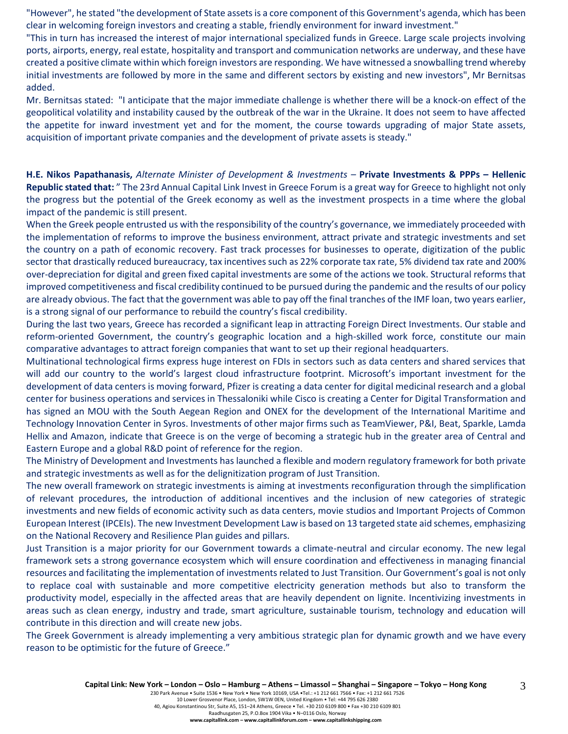"However", he stated "the development of State assets is a core component of this Government's agenda, which has been clear in welcoming foreign investors and creating a stable, friendly environment for inward investment."

"This in turn has increased the interest of major international specialized funds in Greece. Large scale projects involving ports, airports, energy, real estate, hospitality and transport and communication networks are underway, and these have created a positive climate within which foreign investors are responding. We have witnessed a snowballing trend whereby initial investments are followed by more in the same and different sectors by existing and new investors", Mr Bernitsas added.

Mr. Bernitsas stated: "I anticipate that the major immediate challenge is whether there will be a knock-on effect of the geopolitical volatility and instability caused by the outbreak of the war in the Ukraine. It does not seem to have affected the appetite for inward investment yet and for the moment, the course towards upgrading of major State assets, acquisition of important private companies and the development of private assets is steady."

**H.E. Nikos Papathanasis,** *Alternate Minister of Development & Investments* – **Private Investments & PPPs – Hellenic Republic stated that:** " The 23rd Annual Capital Link Invest in Greece Forum is a great way for Greece to highlight not only the progress but the potential of the Greek economy as well as the investment prospects in a time where the global impact of the pandemic is still present.

When the Greek people entrusted us with the responsibility of the country's governance, we immediately proceeded with the implementation of reforms to improve the business environment, attract private and strategic investments and set the country on a path of economic recovery. Fast track processes for businesses to operate, digitization of the public sector that drastically reduced bureaucracy, tax incentives such as 22% corporate tax rate, 5% dividend tax rate and 200% over-depreciation for digital and green fixed capital investments are some of the actions we took. Structural reforms that improved competitiveness and fiscal credibility continued to be pursued during the pandemic and the results of our policy are already obvious. The fact that the government was able to pay off the final tranches of the IMF loan, two years earlier, is a strong signal of our performance to rebuild the country's fiscal credibility.

During the last two years, Greece has recorded a significant leap in attracting Foreign Direct Investments. Our stable and reform-oriented Government, the country's geographic location and a high-skilled work force, constitute our main comparative advantages to attract foreign companies that want to set up their regional headquarters.

Multinational technological firms express huge interest on FDIs in sectors such as data centers and shared services that will add our country to the world's largest cloud infrastructure footprint. Microsoft's important investment for the development of data centers is moving forward, Pfizer is creating a data center for digital medicinal research and a global center for business operations and services in Thessaloniki while Cisco is creating a Center for Digital Transformation and has signed an MOU with the South Aegean Region and ONEX for the development of the International Maritime and Technology Innovation Center in Syros. Investments of other major firms such as TeamViewer, P&I, Beat, Sparkle, Lamda Hellix and Amazon, indicate that Greece is on the verge of becoming a strategic hub in the greater area of Central and Eastern Europe and a global R&D point of reference for the region.

The Ministry of Development and Investments has launched a flexible and modern regulatory framework for both private and strategic investments as well as for the delignitization program of Just Transition.

The new overall framework on strategic investments is aiming at investments reconfiguration through the simplification of relevant procedures, the introduction of additional incentives and the inclusion of new categories of strategic investments and new fields of economic activity such as data centers, movie studios and Important Projects of Common European Interest (IPCEIs). The new Investment Development Law is based on 13 targeted state aid schemes, emphasizing on the National Recovery and Resilience Plan guides and pillars.

Just Transition is a major priority for our Government towards a climate-neutral and circular economy. The new legal framework sets a strong governance ecosystem which will ensure coordination and effectiveness in managing financial resources and facilitating the implementation of investments related to Just Transition. Our Government's goal is not only to replace coal with sustainable and more competitive electricity generation methods but also to transform the productivity model, especially in the affected areas that are heavily dependent on lignite. Incentivizing investments in areas such as clean energy, industry and trade, smart agriculture, sustainable tourism, technology and education will contribute in this direction and will create new jobs.

The Greek Government is already implementing a very ambitious strategic plan for dynamic growth and we have every reason to be optimistic for the future of Greece."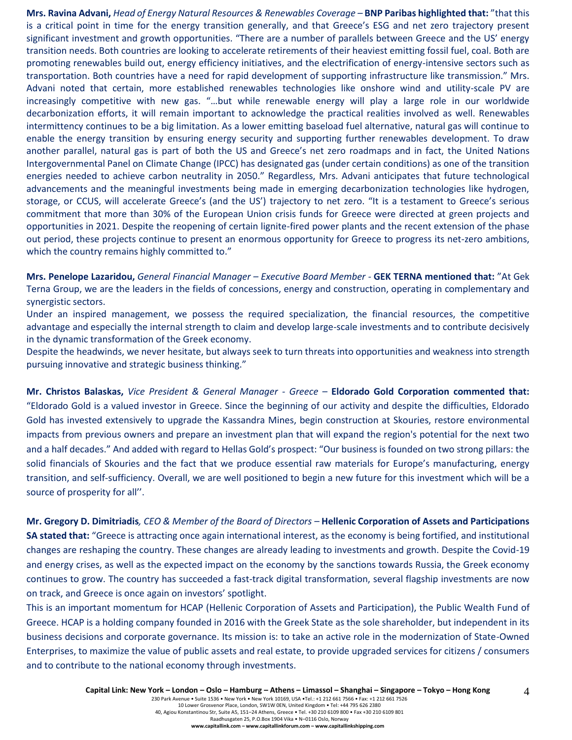**Mrs. Ravina Advani,** *Head of Energy Natural Resources & Renewables Coverage* – **BNP Paribas highlighted that:** "that this is a critical point in time for the energy transition generally, and that Greece's ESG and net zero trajectory present significant investment and growth opportunities. "There are a number of parallels between Greece and the US' energy transition needs. Both countries are looking to accelerate retirements of their heaviest emitting fossil fuel, coal. Both are promoting renewables build out, energy efficiency initiatives, and the electrification of energy-intensive sectors such as transportation. Both countries have a need for rapid development of supporting infrastructure like transmission." Mrs. Advani noted that certain, more established renewables technologies like onshore wind and utility-scale PV are increasingly competitive with new gas. "…but while renewable energy will play a large role in our worldwide decarbonization efforts, it will remain important to acknowledge the practical realities involved as well. Renewables intermittency continues to be a big limitation. As a lower emitting baseload fuel alternative, natural gas will continue to enable the energy transition by ensuring energy security and supporting further renewables development. To draw another parallel, natural gas is part of both the US and Greece's net zero roadmaps and in fact, the United Nations Intergovernmental Panel on Climate Change (IPCC) has designated gas (under certain conditions) as one of the transition energies needed to achieve carbon neutrality in 2050." Regardless, Mrs. Advani anticipates that future technological advancements and the meaningful investments being made in emerging decarbonization technologies like hydrogen, storage, or CCUS, will accelerate Greece's (and the US') trajectory to net zero. "It is a testament to Greece's serious commitment that more than 30% of the European Union crisis funds for Greece were directed at green projects and opportunities in 2021. Despite the reopening of certain lignite-fired power plants and the recent extension of the phase out period, these projects continue to present an enormous opportunity for Greece to progress its net-zero ambitions, which the country remains highly committed to."

**Mrs. Penelope Lazaridou,** *General Financial Manager – Executive Board Member* - **GEK TERNA mentioned that:** "At Gek Terna Group, we are the leaders in the fields of concessions, energy and construction, operating in complementary and synergistic sectors.

Under an inspired management, we possess the required specialization, the financial resources, the competitive advantage and especially the internal strength to claim and develop large-scale investments and to contribute decisively in the dynamic transformation of the Greek economy.

Despite the headwinds, we never hesitate, but always seek to turn threats into opportunities and weakness into strength pursuing innovative and strategic business thinking."

**Mr. Christos Balaskas,** *Vice President & General Manager - Greece* – **Eldorado Gold Corporation commented that:** "Eldorado Gold is a valued investor in Greece. Since the beginning of our activity and despite the difficulties, Eldorado Gold has invested extensively to upgrade the Kassandra Mines, begin construction at Skouries, restore environmental impacts from previous owners and prepare an investment plan that will expand the region's potential for the next two and a half decades." And added with regard to Hellas Gold's prospect: "Our business is founded on two strong pillars: the solid financials of Skouries and the fact that we produce essential raw materials for Europe's manufacturing, energy transition, and self-sufficiency. Overall, we are well positioned to begin a new future for this investment which will be a source of prosperity for all''.

**Mr. Gregory D. Dimitriadis***, CEO & Member of the Board of Directors* – **Hellenic Corporation of Assets and Participations SA stated that:** "Greece is attracting once again international interest, as the economy is being fortified, and institutional changes are reshaping the country. These changes are already leading to investments and growth. Despite the Covid-19 and energy crises, as well as the expected impact on the economy by the sanctions towards Russia, the Greek economy continues to grow. The country has succeeded a fast-track digital transformation, several flagship investments are now on track, and Greece is once again on investors' spotlight.

This is an important momentum for HCAP (Hellenic Corporation of Assets and Participation), the Public Wealth Fund of Greece. HCAP is a holding company founded in 2016 with the Greek State as the sole shareholder, but independent in its business decisions and corporate governance. Its mission is: to take an active role in the modernization of State-Owned Enterprises, to maximize the value of public assets and real estate, to provide upgraded services for citizens / consumers and to contribute to the national economy through investments.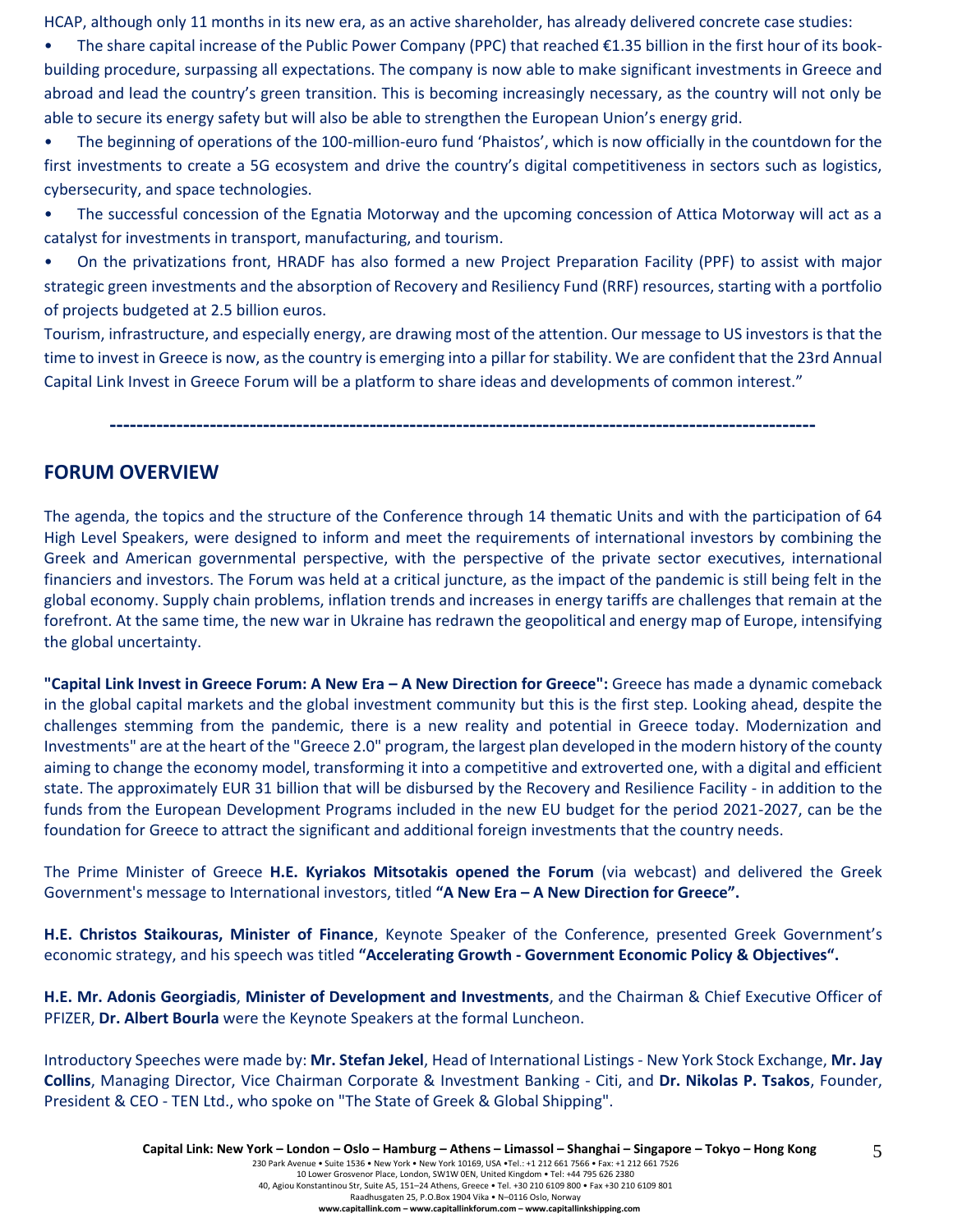HCAP, although only 11 months in its new era, as an active shareholder, has already delivered concrete case studies:

- The share capital increase of the Public Power Company (PPC) that reached €1.35 billion in the first hour of its book-building procedure, surpassing all expectations. The company is now able to make significant investments in Greece and abroad and lead the country's green transition. This is becoming increasingly necessary, as the country will not only be able to secure its energy safety but will also be able to strengthen the European Union's energy grid.
- The beginning of operations of the 100-million-euro fund 'Phaistos', which is now officially in the countdown for the first investments to create a 5G ecosystem and drive the country's digital competitiveness in sectors such as logistics, cybersecurity, and space technologies.
- The successful concession of the Egnatia Motorway and the upcoming concession of Attica Motorway will act as a catalyst for investments in transport, manufacturing, and tourism.
- On the privatizations front, HRADF has also formed a new Project Preparation Facility (PPF) to assist with major strategic green investments and the absorption of Recovery and Resiliency Fund (RRF) resources, starting with a portfolio of projects budgeted at 2.5 billion euros.

Tourism, infrastructure, and especially energy, are drawing most of the attention. Our message to US investors is that the time to invest in Greece is now, as the country is emerging into a pillar for stability. We are confident that the 23rd Annual Capital Link Invest in Greece Forum will be a platform to share ideas and developments of common interest."

---

## FORUM OVERVIEW

The agenda, the topics and the structure of the Conference through 14 thematic Units and with the participation of 64 High Level Speakers, were designed to inform and meet the requirements of international investors by combining the Greek and American governmental perspective, with the perspective of the private sector executives, international financiers and investors. The Forum was held at a critical juncture, as the impact of the pandemic is still being felt in the global economy. Supply chain problems, inflation trends and increases in energy tariffs are challenges that remain at the forefront. At the same time, the new war in Ukraine has redrawn the geopolitical and energy map of Europe, intensifying the global uncertainty.

**"Capital Link Invest in Greece Forum: A New Era – A New Direction for Greece":** Greece has made a dynamic comeback in the global capital markets and the global investment community but this is the first step. Looking ahead, despite the challenges stemming from the pandemic, there is a new reality and potential in Greece today. Modernization and Investments" are at the heart of the "Greece 2.0" program, the largest plan developed in the modern history of the county aiming to change the economy model, transforming it into a competitive and extroverted one, with a digital and efficient state. The approximately EUR 31 billion that will be disbursed by the Recovery and Resilience Facility - in addition to the funds from the European Development Programs included in the new EU budget for the period 2021-2027, can be the foundation for Greece to attract the significant and additional foreign investments that the country needs.

The Prime Minister of Greece **H.E. Kyriakos Mitsotakis opened the Forum** (via webcast) and delivered the Greek Government's message to International investors, titled **"A New Era – A New Direction for Greece".**

**H.E. Christos Staikouras, Minister of Finance**, Keynote Speaker of the Conference, presented Greek Government's economic strategy, and his speech was titled **"Accelerating Growth - Government Economic Policy & Objectives".**

**H.E. Mr. Adonis Georgiadis**, **Minister of Development and Investments**, and the Chairman & Chief Executive Officer of PFIZER, **Dr. Albert Bourla** were the Keynote Speakers at the formal Luncheon.

Introductory Speeches were made by: **Mr. Stefan Jekel**, Head of International Listings - New York Stock Exchange, **Mr. Jay Collins**, Managing Director, Vice Chairman Corporate & Investment Banking - Citi, and **Dr. Nikolas P. Tsakos**, Founder, President & CEO - TEN Ltd., who spoke on "The State of Greek & Global Shipping".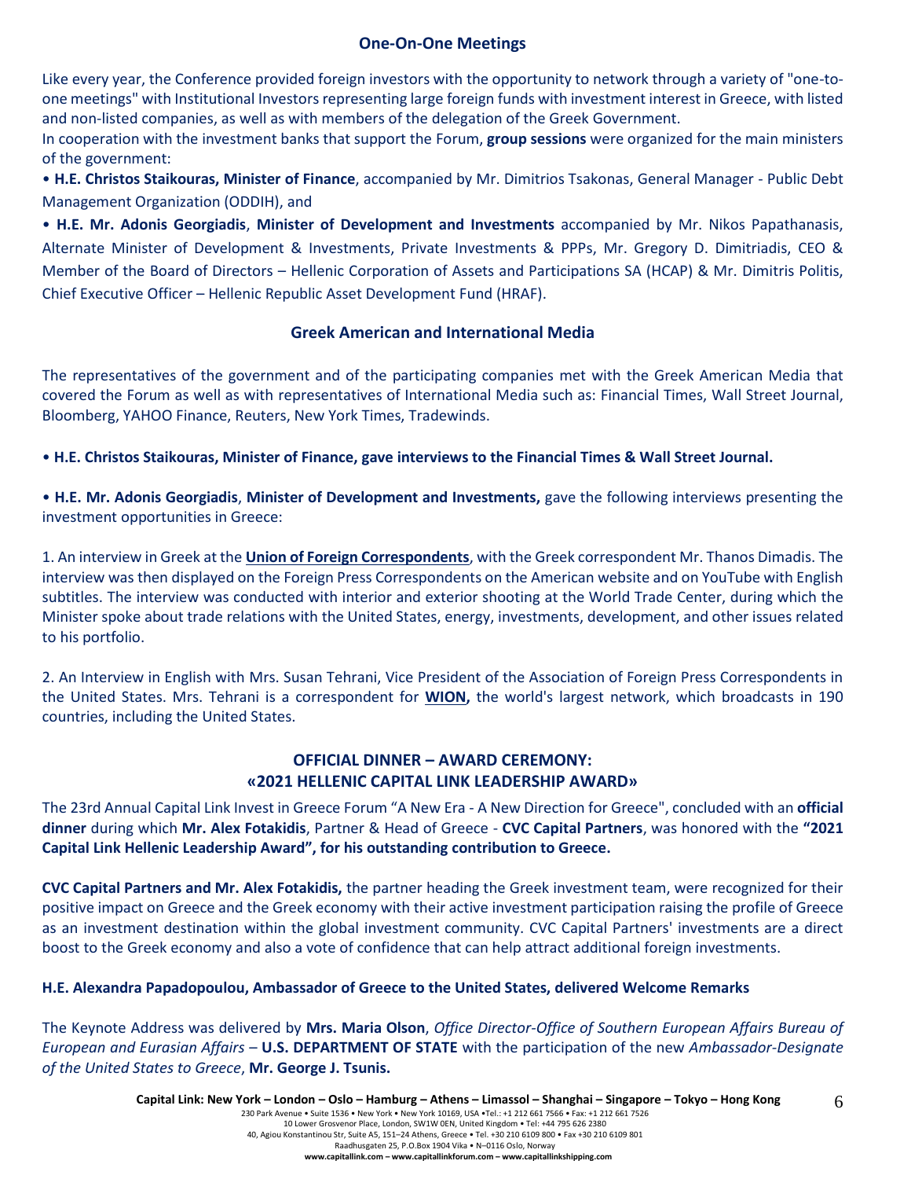## One-On-One Meetings

Like every year, the Conference provided foreign investors with the opportunity to network through a variety of "one-to-one meetings" with Institutional Investors representing large foreign funds with investment interest in Greece, with listed and non-listed companies, as well as with members of the delegation of the Greek Government.

In cooperation with the investment banks that support the Forum, **group sessions** were organized for the main ministers of the government:

- **H.E. Christos Staikouras, Minister of Finance**, accompanied by Mr. Dimitrios Tsakonas, General Manager - Public Debt Management Organization (ODDIH), and
- **H.E. Mr. Adonis Georgiadis**, **Minister of Development and Investments** accompanied by Mr. Nikos Papathanasis, Alternate Minister of Development & Investments, Private Investments & PPPs, Mr. Gregory D. Dimitriadis, CEO & Member of the Board of Directors – Hellenic Corporation of Assets and Participations SA (HCAP) & Mr. Dimitris Politis, Chief Executive Officer – Hellenic Republic Asset Development Fund (HRAF).

## Greek American and International Media

The representatives of the government and of the participating companies met with the Greek American Media that covered the Forum as well as with representatives of International Media such as: Financial Times, Wall Street Journal, Bloomberg, YAHOO Finance, Reuters, New York Times, Tradewinds.

- **H.E. Christos Staikouras, Minister of Finance, gave interviews to the Financial Times & Wall Street Journal.**

- **H.E. Mr. Adonis Georgiadis**, **Minister of Development and Investments,** gave the following interviews presenting the investment opportunities in Greece:

1. An interview in Greek at the **Union of Foreign Correspondents**, with the Greek correspondent Mr. Thanos Dimadis. The interview was then displayed on the Foreign Press Correspondents on the American website and on YouTube with English subtitles. The interview was conducted with interior and exterior shooting at the World Trade Center, during which the Minister spoke about trade relations with the United States, energy, investments, development, and other issues related to his portfolio.

2. An Interview in English with Mrs. Susan Tehrani, Vice President of the Association of Foreign Press Correspondents in the United States. Mrs. Tehrani is a correspondent for **WION,** the world's largest network, which broadcasts in 190 countries, including the United States.

## OFFICIAL DINNER – AWARD CEREMONY: «2021 HELLENIC CAPITAL LINK LEADERSHIP AWARD»

The 23rd Annual Capital Link Invest in Greece Forum "A New Era - A New Direction for Greece", concluded with an **official dinner** during which **Mr. Alex Fotakidis**, Partner & Head of Greece - **CVC Capital Partners**, was honored with the **"2021 Capital Link Hellenic Leadership Award", for his outstanding contribution to Greece.**

**CVC Capital Partners and Mr. Alex Fotakidis,** the partner heading the Greek investment team, were recognized for their positive impact on Greece and the Greek economy with their active investment participation raising the profile of Greece as an investment destination within the global investment community. CVC Capital Partners' investments are a direct boost to the Greek economy and also a vote of confidence that can help attract additional foreign investments.

**H.E. Alexandra Papadopoulou, Ambassador of Greece to the United States, delivered Welcome Remarks**

The Keynote Address was delivered by **Mrs. Maria Olson**, *Office Director-Office of Southern European Affairs Bureau of European and Eurasian Affairs* – **U.S. DEPARTMENT OF STATE** with the participation of the new *Ambassador-Designate of the United States to Greece*, **Mr. George J. Tsunis.**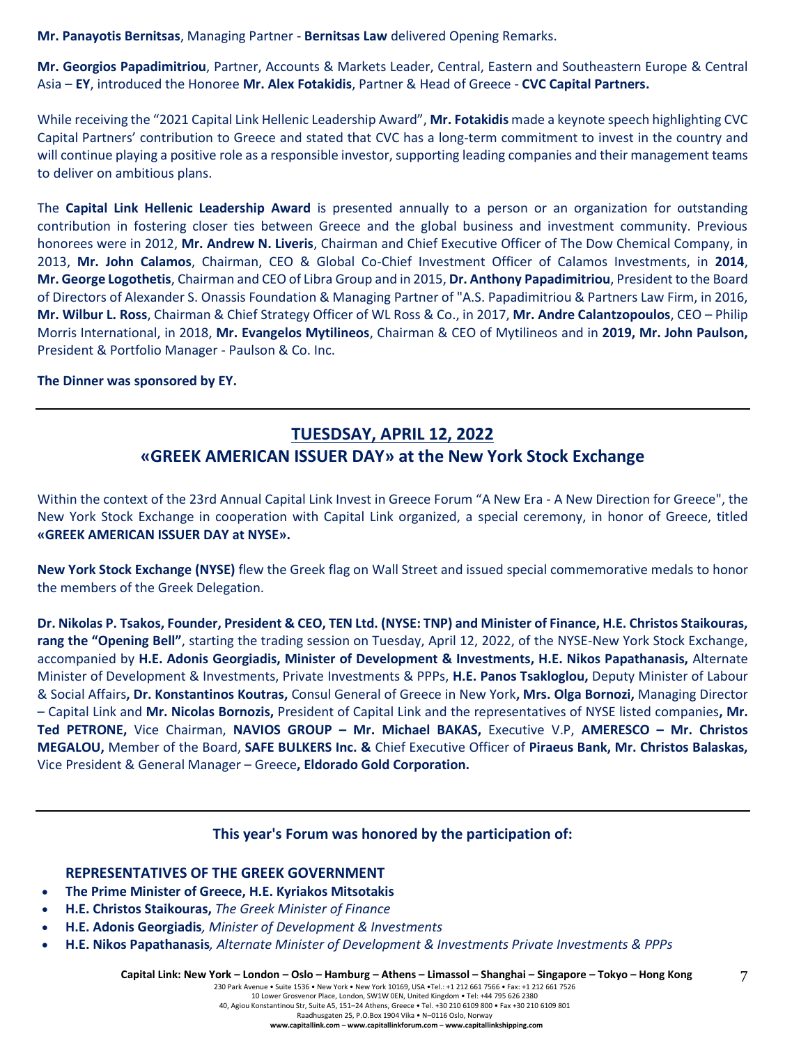**Mr. Panayotis Bernitsas**, Managing Partner - **Bernitsas Law** delivered Opening Remarks.

**Mr. Georgios Papadimitriou**, Partner, Accounts & Markets Leader, Central, Eastern and Southeastern Europe & Central Asia – **EY**, introduced the Honoree **Mr. Alex Fotakidis**, Partner & Head of Greece - **CVC Capital Partners.**

While receiving the "2021 Capital Link Hellenic Leadership Award", **Mr. Fotakidis** made a keynote speech highlighting CVC Capital Partners' contribution to Greece and stated that CVC has a long-term commitment to invest in the country and will continue playing a positive role as a responsible investor, supporting leading companies and their management teams to deliver on ambitious plans.

The **Capital Link Hellenic Leadership Award** is presented annually to a person or an organization for outstanding contribution in fostering closer ties between Greece and the global business and investment community. Previous honorees were in 2012, **Mr. Andrew N. Liveris**, Chairman and Chief Executive Officer of The Dow Chemical Company, in 2013, **Mr. John Calamos**, Chairman, CEO & Global Co-Chief Investment Officer of Calamos Investments, in **2014**, **Mr. George Logothetis**, Chairman and CEO of Libra Group and in 2015, **Dr. Anthony Papadimitriou**, President to the Board of Directors of Alexander S. Onassis Foundation & Managing Partner of "A.S. Papadimitriou & Partners Law Firm, in 2016, **Mr. Wilbur L. Ross**, Chairman & Chief Strategy Officer of WL Ross & Co., in 2017, **Mr. Andre Calantzopoulos**, CEO – Philip Morris International, in 2018, **Mr. Evangelos Mytilineos**, Chairman & CEO of Mytilineos and in **2019, Mr. John Paulson,** President & Portfolio Manager - Paulson & Co. Inc.

**The Dinner was sponsored by EY.**

---

## TUESDSAY, APRIL 12, 2022
## «GREEK AMERICAN ISSUER DAY» at the New York Stock Exchange

Within the context of the 23rd Annual Capital Link Invest in Greece Forum "A New Era - A New Direction for Greece", the New York Stock Exchange in cooperation with Capital Link organized, a special ceremony, in honor of Greece, titled **«GREEK AMERICAN ISSUER DAY at NYSE».**

**New York Stock Exchange (NYSE)** flew the Greek flag on Wall Street and issued special commemorative medals to honor the members of the Greek Delegation.

**Dr. Nikolas P. Tsakos, Founder, President & CEO, TEN Ltd. (NYSE: TNP) and Minister of Finance, H.E. Christos Staikouras, rang the "Opening Bell"**, starting the trading session on Tuesday, April 12, 2022, of the NYSE-New York Stock Exchange, accompanied by **H.E. Adonis Georgiadis, Minister of Development & Investments, H.E. Nikos Papathanasis,** Alternate Minister of Development & Investments, Private Investments & PPPs, **H.E. Panos Tsakloglou,** Deputy Minister of Labour & Social Affairs**, Dr. Konstantinos Koutras,** Consul General of Greece in New York**, Mrs. Olga Bornozi,** Managing Director – Capital Link and **Mr. Nicolas Bornozis,** President of Capital Link and the representatives of NYSE listed companies**, Mr. Ted PETRONE,** Vice Chairman, **NAVIOS GROUP – Mr. Michael BAKAS,** Executive V.P, **AMERESCO – Mr. Christos MEGALOU,** Member of the Board, **SAFE BULKERS Inc. &** Chief Executive Officer of **Piraeus Bank, Mr. Christos Balaskas,** Vice President & General Manager – Greece**, Eldorado Gold Corporation.**

---

**This year's Forum was honored by the participation of:**

**REPRESENTATIVES OF THE GREEK GOVERNMENT**

- **The Prime Minister of Greece, H.E. Kyriakos Mitsotakis**
- **H.E. Christos Staikouras,** *The Greek Minister of Finance*
- **H.E. Adonis Georgiadis***, Minister of Development & Investments*
- **H.E. Nikos Papathanasis***, Alternate Minister of Development & Investments Private Investments & PPPs*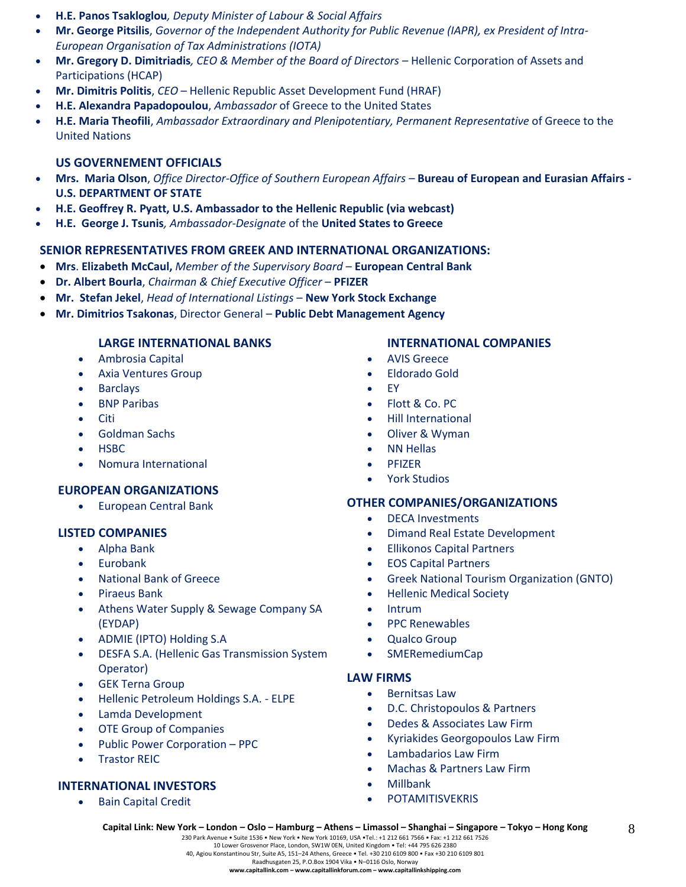- **H.E. Panos Tsakloglou**, *Deputy Minister of Labour & Social Affairs*
- **Mr. George Pitsilis**, *Governor of the Independent Authority for Public Revenue (IAPR), ex President of Intra-European Organisation of Tax Administrations (IOTA)*
- **Mr. Gregory D. Dimitriadis**, *CEO & Member of the Board of Directors* – Hellenic Corporation of Assets and Participations (HCAP)
- **Mr. Dimitris Politis**, *CEO* – Hellenic Republic Asset Development Fund (HRAF)
- **H.E. Alexandra Papadopoulou**, *Ambassador* of Greece to the United States
- **H.E. Maria Theofili**, *Ambassador Extraordinary and Plenipotentiary, Permanent Representative* of Greece to the United Nations

**US GOVERNEMENT OFFICIALS**

- **Mrs. Maria Olson**, *Office Director-Office of Southern European Affairs* – **Bureau of European and Eurasian Affairs - U.S. DEPARTMENT OF STATE**
- **H.E. Geoffrey R. Pyatt, U.S. Ambassador to the Hellenic Republic (via webcast)**
- **H.E. George J. Tsunis**, *Ambassador-Designate* of the **United States to Greece**

**SENIOR REPRESENTATIVES FROM GREEK AND INTERNATIONAL ORGANIZATIONS:**

- **Mrs. Elizabeth McCaul,** *Member of the Supervisory Board* – **European Central Bank**
- **Dr. Albert Bourla**, *Chairman & Chief Executive Officer* – **PFIZER**
- **Mr. Stefan Jekel**, *Head of International Listings* – **New York Stock Exchange**
- **Mr. Dimitrios Tsakonas**, Director General – **Public Debt Management Agency**

**LARGE INTERNATIONAL BANKS**

- Ambrosia Capital
- Axia Ventures Group
- Barclays
- BNP Paribas
- Citi
- Goldman Sachs
- HSBC
- Nomura International

**EUROPEAN ORGANIZATIONS**

- European Central Bank

**LISTED COMPANIES**

- Alpha Bank
- Eurobank
- National Bank of Greece
- Piraeus Bank
- Athens Water Supply & Sewage Company SA (EYDAP)
- ADMIE (IPTO) Holding S.A
- DESFA S.A. (Hellenic Gas Transmission System Operator)
- GEK Terna Group
- Hellenic Petroleum Holdings S.A. - ELPE
- Lamda Development
- OTE Group of Companies
- Public Power Corporation – PPC
- Trastor REIC

**INTERNATIONAL INVESTORS**

- Bain Capital Credit

**INTERNATIONAL COMPANIES**

- AVIS Greece
- Eldorado Gold
- EY
- Flott & Co. PC
- Hill International
- Oliver & Wyman
- NN Hellas
- PFIZER
- York Studios

**OTHER COMPANIES/ORGANIZATIONS**

- DECA Investments
- Dimand Real Estate Development
- Ellikonos Capital Partners
- EOS Capital Partners
- Greek National Tourism Organization (GNTO)
- Hellenic Medical Society
- Intrum
- PPC Renewables
- Qualco Group
- SMERemediumCap

**LAW FIRMS**

- Bernitsas Law
- D.C. Christopoulos & Partners
- Dedes & Associates Law Firm
- Kyriakides Georgopoulos Law Firm
- Lambadarios Law Firm
- Machas & Partners Law Firm
- Millbank
- POTAMITISVEKRIS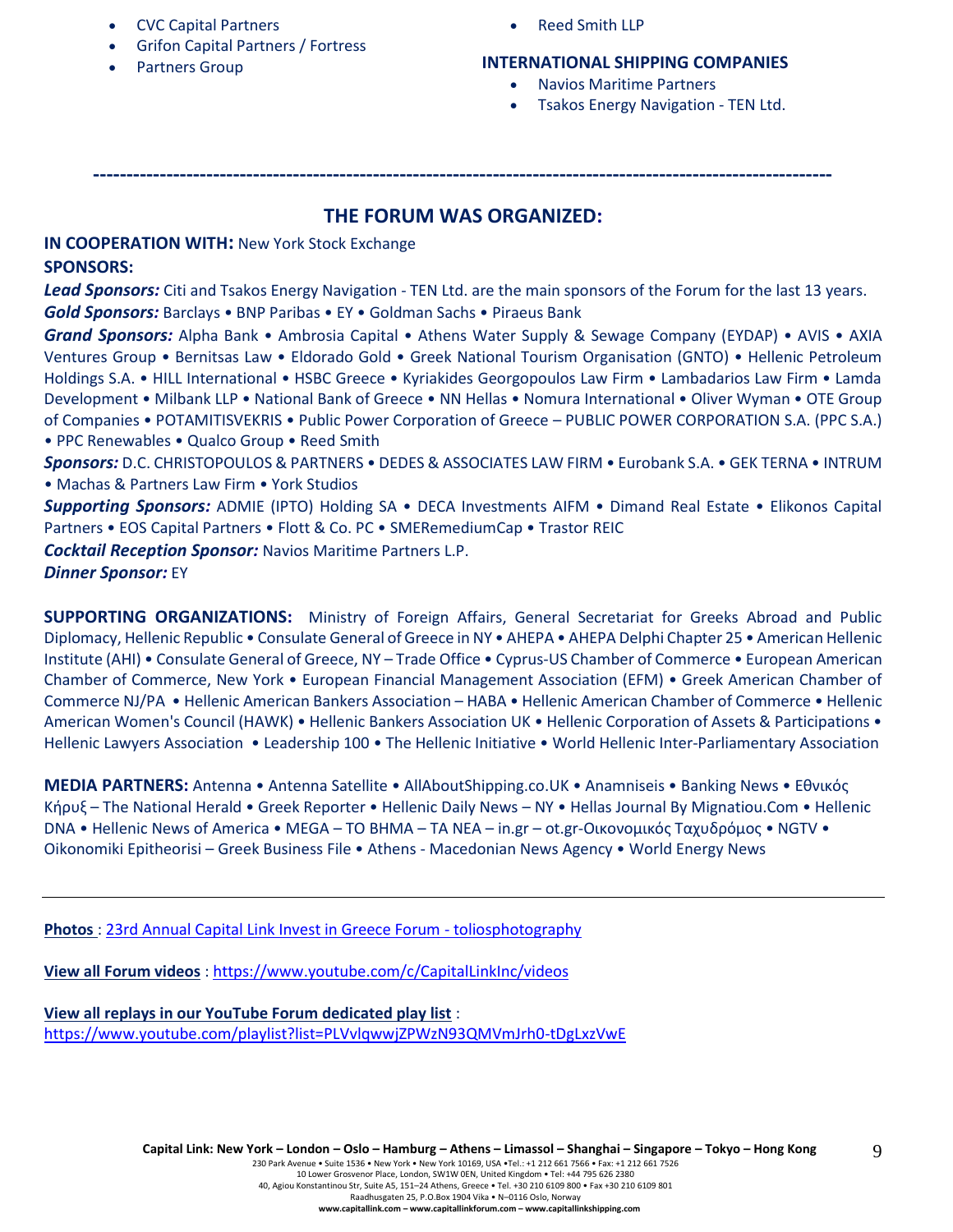- CVC Capital Partners
- Grifon Capital Partners / Fortress
- Partners Group

- Reed Smith LLP

**INTERNATIONAL SHIPPING COMPANIES**

- Navios Maritime Partners
- Tsakos Energy Navigation - TEN Ltd.

---

## THE FORUM WAS ORGANIZED:

**IN COOPERATION WITH:** New York Stock Exchange

**SPONSORS:**

***Lead Sponsors:*** Citi and Tsakos Energy Navigation - TEN Ltd. are the main sponsors of the Forum for the last 13 years.

***Gold Sponsors:*** Barclays • BNP Paribas • EY • Goldman Sachs • Piraeus Bank

***Grand Sponsors:*** Alpha Bank • Ambrosia Capital • Athens Water Supply & Sewage Company (EYDAP) • AVIS • AXIA Ventures Group • Bernitsas Law • Eldorado Gold • Greek National Tourism Organisation (GNTO) • Hellenic Petroleum Holdings S.A. • HILL International • HSBC Greece • Kyriakides Georgopoulos Law Firm • Lambadarios Law Firm • Lamda Development • Milbank LLP • National Bank of Greece • NN Hellas • Nomura International • Oliver Wyman • OTE Group of Companies • POTAMITISVEKRIS • Public Power Corporation of Greece – PUBLIC POWER CORPORATION S.A. (PPC S.A.) • PPC Renewables • Qualco Group • Reed Smith

***Sponsors:*** D.C. CHRISTOPOULOS & PARTNERS • DEDES & ASSOCIATES LAW FIRM • Eurobank S.A. • GEK TERNA • INTRUM • Machas & Partners Law Firm • York Studios

***Supporting Sponsors:*** ADMIE (IPTO) Holding SA • DECA Investments AIFM • Dimand Real Estate • Elikonos Capital Partners • EOS Capital Partners • Flott & Co. PC • SMERemediumCap • Trastor REIC

***Cocktail Reception Sponsor:*** Navios Maritime Partners L.P.

***Dinner Sponsor:*** EY

**SUPPORTING ORGANIZATIONS:** Ministry of Foreign Affairs, General Secretariat for Greeks Abroad and Public Diplomacy, Hellenic Republic • Consulate General of Greece in NY • AHEPA • AHEPA Delphi Chapter 25 • American Hellenic Institute (AHI) • Consulate General of Greece, NY – Trade Office • Cyprus-US Chamber of Commerce • European American Chamber of Commerce, New York • European Financial Management Association (EFM) • Greek American Chamber of Commerce NJ/PA • Hellenic American Bankers Association – HABA • Hellenic American Chamber of Commerce • Hellenic American Women's Council (HAWK) • Hellenic Bankers Association UK • Hellenic Corporation of Assets & Participations • Hellenic Lawyers Association • Leadership 100 • The Hellenic Initiative • World Hellenic Inter-Parliamentary Association

**MEDIA PARTNERS:** Antenna • Antenna Satellite • AllAboutShipping.co.UK • Anamniseis • Banking News • Εθνικός Κήρυξ – The National Herald • Greek Reporter • Hellenic Daily News – NY • Hellas Journal By Mignatiou.Com • Hellenic DNA • Hellenic News of America • MEGA – TO BHMA – TA NEA – in.gr – ot.gr-Οικονομικός Ταχυδρόμος • NGTV • Oikonomiki Epitheorisi – Greek Business File • Athens - Macedonian News Agency • World Energy News

---

**Photos** : [23rd Annual Capital Link Invest in Greece Forum - toliosphotography]

**View all Forum videos** : https://www.youtube.com/c/CapitalLinkInc/videos

**View all replays in our YouTube Forum dedicated play list** :
https://www.youtube.com/playlist?list=PLVvlqwwjZPWzN93QMVmJrh0-tDgLxzVwE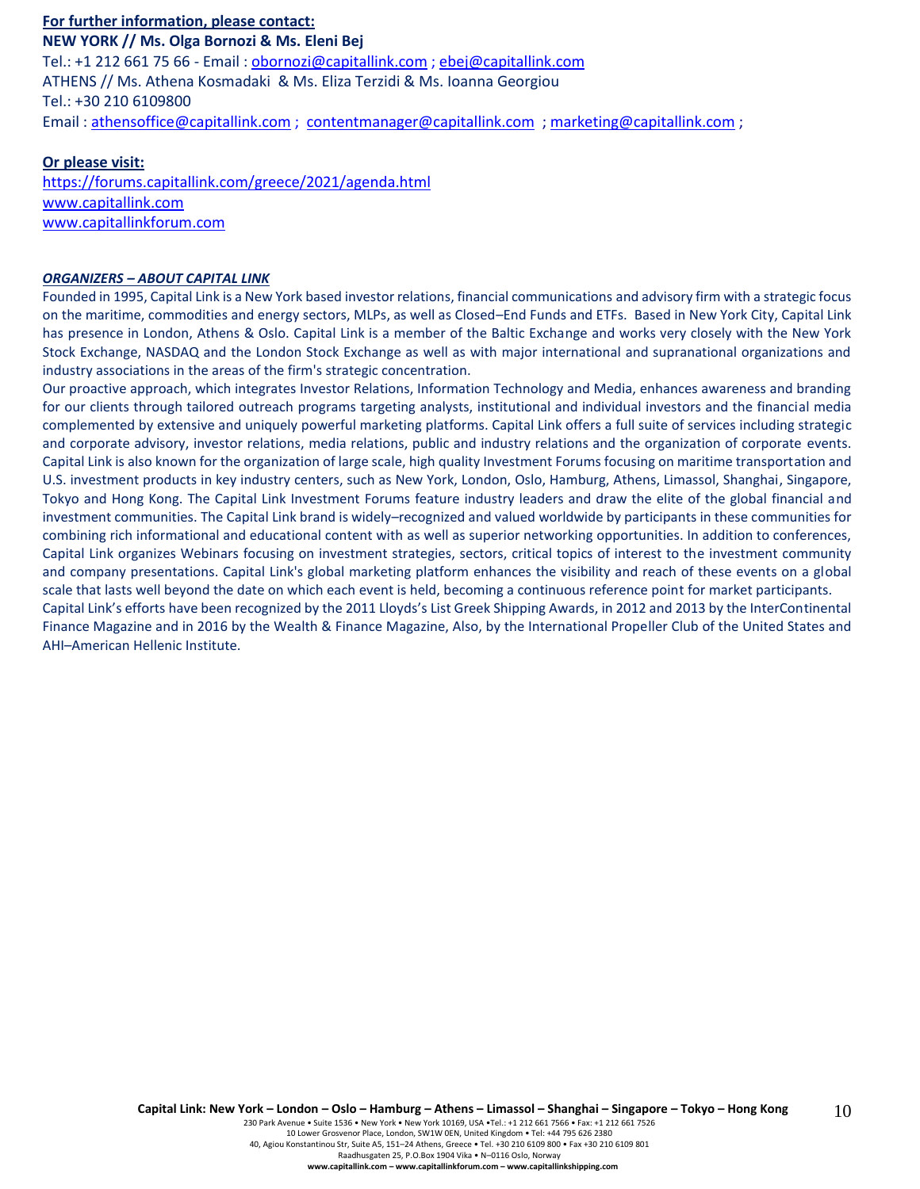**For further information, please contact:**

**NEW YORK // Ms. Olga Bornozi & Ms. Eleni Bej**

Tel.: +1 212 661 75 66 - Email : obornozi@capitallink.com ; ebej@capitallink.com

ATHENS // Ms. Athena Kosmadaki & Ms. Eliza Terzidi & Ms. Ioanna Georgiou

Tel.: +30 210 6109800

Email : athensoffice@capitallink.com ; contentmanager@capitallink.com ; marketing@capitallink.com ;

**Or please visit:**

https://forums.capitallink.com/greece/2021/agenda.html

www.capitallink.com

www.capitallinkforum.com

***ORGANIZERS – ABOUT CAPITAL LINK***

Founded in 1995, Capital Link is a New York based investor relations, financial communications and advisory firm with a strategic focus on the maritime, commodities and energy sectors, MLPs, as well as Closed–End Funds and ETFs. Based in New York City, Capital Link has presence in London, Athens & Oslo. Capital Link is a member of the Baltic Exchange and works very closely with the New York Stock Exchange, NASDAQ and the London Stock Exchange as well as with major international and supranational organizations and industry associations in the areas of the firm's strategic concentration.

Our proactive approach, which integrates Investor Relations, Information Technology and Media, enhances awareness and branding for our clients through tailored outreach programs targeting analysts, institutional and individual investors and the financial media complemented by extensive and uniquely powerful marketing platforms. Capital Link offers a full suite of services including strategic and corporate advisory, investor relations, media relations, public and industry relations and the organization of corporate events. Capital Link is also known for the organization of large scale, high quality Investment Forums focusing on maritime transportation and U.S. investment products in key industry centers, such as New York, London, Oslo, Hamburg, Athens, Limassol, Shanghai, Singapore, Tokyo and Hong Kong. The Capital Link Investment Forums feature industry leaders and draw the elite of the global financial and investment communities. The Capital Link brand is widely–recognized and valued worldwide by participants in these communities for combining rich informational and educational content with as well as superior networking opportunities. In addition to conferences, Capital Link organizes Webinars focusing on investment strategies, sectors, critical topics of interest to the investment community and company presentations. Capital Link's global marketing platform enhances the visibility and reach of these events on a global scale that lasts well beyond the date on which each event is held, becoming a continuous reference point for market participants.

Capital Link's efforts have been recognized by the 2011 Lloyds's List Greek Shipping Awards, in 2012 and 2013 by the InterContinental Finance Magazine and in 2016 by the Wealth & Finance Magazine, Also, by the International Propeller Club of the United States and AHI–American Hellenic Institute.